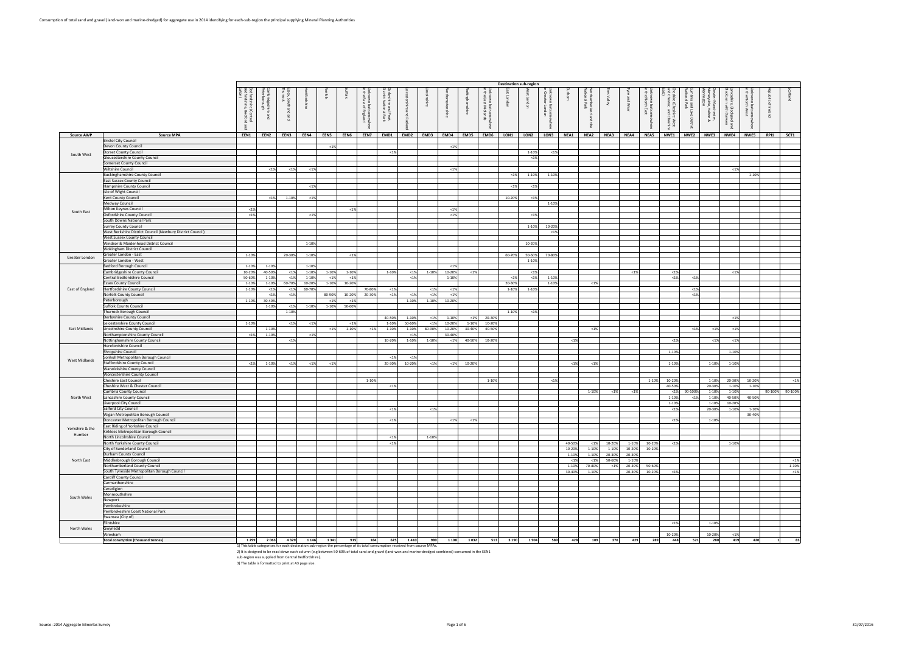Consumption of total sand and gravel (land-won and marine-dredged) for aggregate use in 2014 identifying for each sub-region the principal supplying Mineral Planning Authorities

**Destination sub-region**

| Source AWP | Source MPA | EEN1 Bedfordshire (Central Bedfordshire, Bedford and Luton) | EEN2 Cambridgeshire and Peterborough | EEN3 Essex, Southend and Thurrock | EEN4 Hertfordshire | EEN5 Norfolk | EEN6 Suffolk | EEN7 Unknown but somewhere in the East of England | EMD1 Derbyshire and Peak District National Park | EMD2 Leicestershire and Rutland | EMD3 Lincolnshire | EMD4 Northamptonshire | EMD5 Nottinghamshire | EMD6 Unknown but somewhere in the East Midlands | LON1 East London | LON2 West London | LON3 Unknown but somewhere in Greater London | NEA1 Durham | NEA2 Northumberland and the National Park | NEA3 Tees Valley | NEA4 Tyne and Wear | NEA5 Unknown but somewhere in the North East | NWE1 Cheshire (Cheshire West and Chester, and Cheshire East) | NWE2 Cumbria and Lake District National Park | NWE3 Greater Manchester, Merseyside, Halton & Warrington | NWE4 Lancashire, Blackpool and Blackburn with Darwen | NWE5 Unknown but somewhere in the North West | RPI1 Republic of Ireland | SCT1 Scotland |
|---|---|---|---|---|---|---|---|---|---|---|---|---|---|---|---|---|---|---|---|---|---|---|---|---|---|---|---|---|---|
| South West | Bristol City Council | | | | | | | | | | | | | | | | | | | | | | | | | | | | |
| | Devon County Council | | | | | <1% | | | | | | <1% | | | | | | | | | | | | | | | | | |
| | Dorset County Council | | | | | | | | <1% | | | | | | | 1-10% | <1% | | | | | | | | | | | | |
| | Gloucestershire County Council | | | | | | | | | | | | | | | <1% | | | | | | | | | | | | | |
| | Somerset County Council | | | | | | | | | | | | | | | | | | | | | | | | | | | | |
| | Wiltshire Council | | <1% | <1% | <1% | | | | | | | <1% | | | | | | | | | | | | | | <1% | | | |
| South East | Buckinghamshire County Council | | | | | | | | | | | | | | <1% | 1-10% | 1-10% | | | | | | | | | | 1-10% | | |
| | East Sussex County Council | | | | | | | | | | | | | | | | | | | | | | | | | | | | |
| | Hampshire County Council | | | | <1% | | | | | | | | | | <1% | <1% | | | | | | | | | | | | | |
| | Isle of Wight Council | | | | | | | | | | | | | | | | | | | | | | | | | | | | |
| | Kent County Council | | <1% | 1-10% | <1% | | | | | | | | | | 10-20% | <1% | | | | | | | | | | | | | |
| | Medway Council | | | | | | | | | | | | | | | | 1-10% | | | | | | | | | | | | |
| | Milton Keynes Council | <1% | | | | | <1% | | | | | <1% | | | | | | | | | | | | | | | | | |
| | Oxfordshire County Council | <1% | | | <1% | | | | | | | <1% | | | | <1% | | | | | | | | | | | | | |
| | South Downs National Park | | | | | | | | | | | | | | | | | | | | | | | | | | | | |
| | Surrey County Council | | | | | | | | | | | | | | | 1-10% | 10-20% | | | | | | | | | | | | |
| | West Berkshire District Council (Newbury District Council) | | | | | | | | | | | | | | | | <1% | | | | | | | | | | | | |
| | West Sussex County Council | | | | | | | | | | | | | | | | | | | | | | | | | | | | |
| | Windsor & Maidenhead District Council | | | | 1-10% | | | | | | | | | | | 10-20% | | | | | | | | | | | | | |
| | Wokingham District Council | | | | | | | | | | | | | | | | | | | | | | | | | | | | |
| Greater London | Greater London - East | 1-10% | | 20-30% | 1-10% | | <1% | | | | | | | | 60-70% | 50-60% | 70-80% | | | | | | | | | | | | |
| | Greater London - West | | | | | | | | | | | | | | | 1-10% | | | | | | | | | | | | | |
| East of England | Bedford Borough Council | 1-10% | 1-10% | | 1-10% | | | | | | | <1% | | | | | | | | | | | | | | | | | |
| | Cambridgeshire County Council | 10-20% | 40-50% | <1% | 1-10% | 1-10% | 1-10% | | 1-10% | <1% | 1-10% | 10-20% | <1% | | | <1% | | | | | <1% | | <1% | | | <1% | | | |
| | Central Bedfordshire Council | 50-60% | 1-10% | <1% | 1-10% | <1% | <1% | | | <1% | | 1-10% | | | <1% | <1% | 1-10% | | | | | | <1% | <1% | | | | | |
| | Essex County Council | 1-10% | 1-10% | 60-70% | 10-20% | 1-10% | 10-20% | | | | | | | | 20-30% | | 1-10% | | <1% | | | | | | | | | | |
| | Hertfordshire County Council | 1-10% | <1% | <1% | 60-70% | | | 70-80% | <1% | | <1% | <1% | | | 1-10% | 1-10% | | | | | | | | <1% | | | | | |
| | Norfolk County Council | | <1% | <1% | | 80-90% | 10-20% | 20-30% | <1% | <1% | <1% | <1% | | | | | | | | | | | | <1% | | | | | |
| | Peterborough | 1-10% | 30-40% | | | <1% | <1% | | | 1-10% | 1-10% | 10-20% | | | | | | | | | | | | | | | | | |
| | Suffolk County Council | | 1-10% | <1% | 1-10% | 1-10% | 50-60% | | | | | | | | | | | | | | | | | | | | | | |
| | Thurrock Borough Council | | | 1-10% | | | | | | | | | | | 1-10% | <1% | | | | | | | | | | | | | |
| East Midlands | Derbyshire County Council | | | | | | | | 40-50% | 1-10% | <1% | 1-10% | <1% | 20-30% | | | | | | | | | | | | <1% | | | |
| | Leicestershire County Council | 1-10% | | <1% | <1% | | <1% | | 1-10% | 50-60% | <1% | 10-20% | 1-10% | 10-20% | | | | | | | | | | | | | | | |
| | Lincolnshire County Council | | 1-10% | | | <1% | 1-10% | <1% | 1-10% | 1-10% | 80-90% | 10-20% | 30-40% | 40-50% | | | | | <1% | | | | | <1% | <1% | <1% | | | |
| | Northamptonshire County Council | <1% | 1-10% | | <1% | | | | | <1% | | 30-40% | | | | | | | | | | | | | | | | | |
| | Nottinghamshire County Council | | | <1% | | | | | 10-20% | 1-10% | 1-10% | <1% | 40-50% | 10-20% | | | | <1% | | | | | <1% | | <1% | <1% | | | |
| West Midlands | Herefordshire Council | | | | | | | | | | | | | | | | | | | | | | | | | | | | |
| | Shropshire Council | | | | | | | | | | | | | | | | | | | | | | 1-10% | | | 1-10% | | | |
| | Solihull Metropolitan Borough Council | | | | | | | | <1% | <1% | | | | | | | | | | | | | | | | | | | |
| | Staffordshire County Council | <1% | 1-10% | <1% | <1% | <1% | | | 20-30% | 10-20% | <1% | <1% | 10-20% | | | | | <1% | <1% | | | | 1-10% | | 1-10% | 1-10% | | | |
| | Warwickshire County Council | | | | | | | | | | | | | | | | | | | | | | | | | | | | |
| | Worcestershire County Council | | | | | | | | | | | | | | | | | | | | | | | | | | | | |
| North West | Cheshire East Council | | | | | | | 1-10% | | | | | | 1-10% | | | <1% | | | | | 1-10% | 10-20% | | 1-10% | 20-30% | 10-20% | | <1% |
| | Cheshire West & Chester Council | | | | | | | | <1% | | | | | | | | | | | | | | 40-50% | | 20-30% | 1-10% | 1-10% | | |
| | Cumbria County Council | | | | | | | | | | | | | | | | | | 1-10% | <1% | <1% | | <1% | 90-100% | 1-10% | 1-10% | | 90-100% | 90-100% |
| | Lancashire County Council | | | | | | | | | | | | | | | | | | | | | | 1-10% | <1% | 1-10% | 40-50% | 40-50% | | |
| | Liverpool City Council | | | | | | | | | | | | | | | | | | | | | | 1-10% | | 1-10% | 10-20% | | | |
| | Salford City Council | | | | | | | | <1% | | <1% | | | | | | | | | | | | <1% | | 20-30% | 1-10% | 1-10% | | |
| | Wigan Metropolitan Borough Council | | | | | | | | | | | | | | | | | | | | | | | | | | 30-40% | | |
| Yorkshire & the Humber | Doncaster Metropolitan Borough Council | | | | | | | | <1% | | | <1% | <1% | | | | | | | | | | <1% | | 1-10% | | | | |
| | East Riding of Yorkshire Council | | | | | | | | | | | | | | | | | | | | | | | | | | | | |
| | Kirklees Metropolitan Borough Council | | | | | | | | | | | | | | | | | | | | | | | | | | | | |
| | North Lincolnshire Council | | | | | | | | <1% | | 1-10% | | | | | | | | | | | | | | | | | | |
| | North Yorkshire County Council | | | | | | | | <1% | | | | | | | | | 40-50% | <1% | 10-20% | 1-10% | 10-20% | <1% | | | 1-10% | | | |
| North East | City of Sunderland Council | | | | | | | | | | | | | | | | | 10-20% | 1-10% | 1-10% | 10-20% | 10-20% | | | | | | | |
| | Durham County Council | | | | | | | | | | | | | | | | | 1-10% | 1-10% | 20-30% | 20-30% | | | | | | | | |
| | Middlesbrough Borough Council | | | | | | | | | | | | | | | | | <1% | <1% | 50-60% | 1-10% | | | | | | | | <1% |
| | Northumberland County Council | | | | | | | | | | | | | | | | | 1-10% | 70-80% | <1% | 20-30% | 50-60% | | | | | | | 1-10% |
| | South Tyneside Metropolitan Borough Council | | | | | | | | | | | | | | | | | 30-40% | 1-10% | | 20-30% | 10-20% | <1% | | | | | | <1% |
| South Wales | Cardiff County Council | | | | | | | | | | | | | | | | | | | | | | | | | | | | |
| | Carmarthenshire | | | | | | | | | | | | | | | | | | | | | | | | | | | | |
| | Ceredigion | | | | | | | | | | | | | | | | | | | | | | | | | | | | |
| | Monmouthshire | | | | | | | | | | | | | | | | | | | | | | | | | | | | |
| | Newport | | | | | | | | | | | | | | | | | | | | | | | | | | | | |
| | Pembrokeshire | | | | | | | | | | | | | | | | | | | | | | | | | | | | |
| | Pembrokeshire Coast National Park | | | | | | | | | | | | | | | | | | | | | | | | | | | | |
| | Swansea (City of) | | | | | | | | | | | | | | | | | | | | | | | | | | | | |
| North Wales | Flintshire | | | | | | | | | | | | | | | | | | | | | | <1% | | 1-10% | | | | |
| | Gwynedd | | | | | | | | | | | | | | | | | | | | | | | | | | | | |
| | Wrexham | | | | | | | | | | | | | | | | | | | | | | 10-20% | | 10-20% | <1% | | | |
| | **Total consmption (thousand tonnes)** | 1 299 | 2 063 | 4 329 | 1 146 | 1 341 | 915 | 184 | 625 | 1 410 | 989 | 1 108 | 1 032 | 513 | 3 190 | 1 904 | 589 | 428 | 109 | 370 | 429 | 289 | 448 | 521 | 280 | 419 | 420 | 1 | 83 |

1) This table categorises for each destination sub-region the percentage of its total consumption received from source MPAs.

2) It is designed to be read down each column (e.g between 50-60% of total sand and gravel (land-won and marine-dredged combined) consumed in the EEN1 sub-region was supplied from Central Bedfordshire).

3) The table is formatted to print at A3 page size.

Source: 2014 Aggregate Minerlas Survey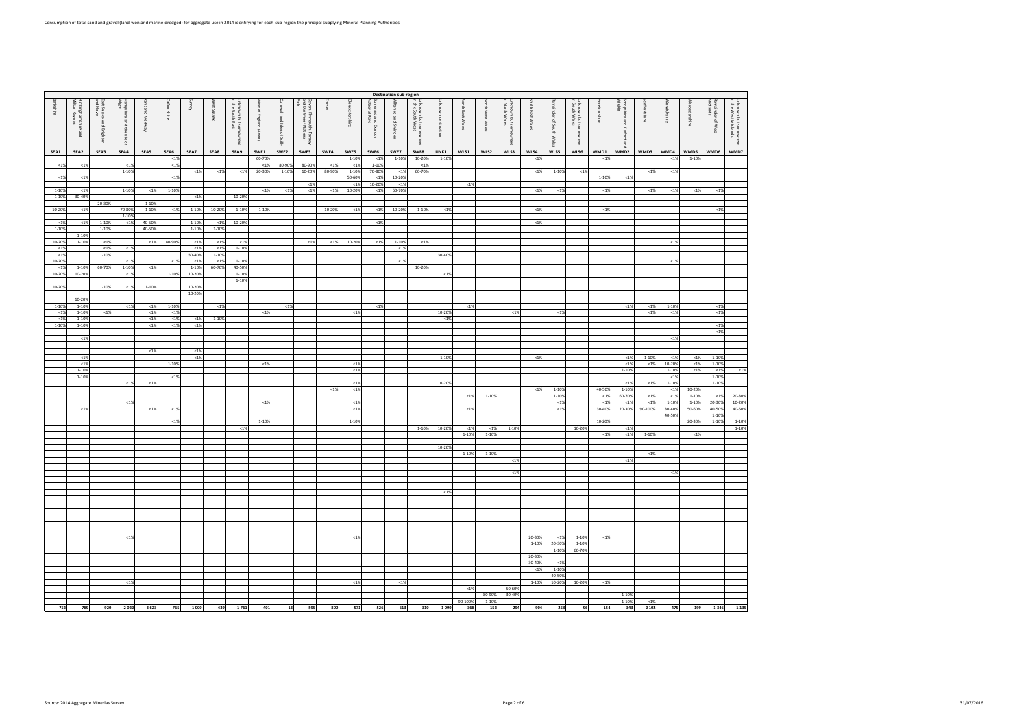Consumption of total sand and gravel (land-won and marine-dredged) for aggregate use in 2014 identifying for each sub-region the principal supplying Mineral Planning Authorities

| Destination sub-region | | | | | | | | | | | | | | | | | | | | | | | | | | | | | | |
|---|---|---|---|---|---|---|---|---|---|---|---|---|---|---|---|---|---|---|---|---|---|---|---|---|---|---|---|---|---|---|
| Berkshire | Buckinghamshire and Milton Keynes | East Sussex and Brighton and Hove | Hampshire and the Isle of Wight | Kent and Medway | Oxfordshire | Surrey | West Sussex | Unknown but somewhere in the South East | West of England (Avon) | Cornwall and Isles of Scilly | Devon, Plymouth, Torbay and Dartmoor National Park | Dorset | Gloucestershire | Somerset and Exmoor National Park | Wiltshire and Swindon | Unknown but somewhere in the South West | Unknown destination | North East Wales | North West Wales | Unknown but somewhere in North Wales | South East Wales | Remainder of South Wales | Unknown but somewhere in South Wales | Herefordshire | Shropshire and Telford and Wrekin | Staffordshire | Warwickshire | Worcestershire | Remainder of West Midlands | Unknown but somewhere in the West Midlands |
| SEA1 | SEA2 | SEA3 | SEA4 | SEA5 | SEA6 | SEA7 | SEA8 | SEA9 | SWE1 | SWE2 | SWE3 | SWE4 | SWE5 | SWE6 | SWE7 | SWE8 | UNK1 | WLS1 | WLS2 | WLS3 | WLS4 | WLS5 | WLS6 | WMD1 | WMD2 | WMD3 | WMD4 | WMD5 | WMD6 | WMD7 |
| | | | | | <1% | | | | 60-70% | | | | 1-10% | <1% | 1-10% | 10-20% | 1-10% | | | | <1% | | | <1% | | | <1% | 1-10% | | |
| <1% | <1% | | <1% | | <1% | | | | <1% | 80-90% | 80-90% | <1% | <1% | 1-10% | | <1% | | | | | | | | | | | | | | |
| | | | 1-10% | | | <1% | <1% | <1% | 20-30% | 1-10% | 10-20% | 80-90% | 1-10% | 70-80% | <1% | 60-70% | | | | | <1% | 1-10% | <1% | | | <1% | <1% | | | |
| <1% | <1% | | | | <1% | | | | | | | | 50-60% | <1% | 10-20% | | | | | | | | | 1-10% | <1% | | | | | |
| | | | | | | | | | | | <1% | | <1% | 10-20% | <1% | | | <1% | | | | | | | | | | | | |
| 1-10% | <1% | | 1-10% | <1% | 1-10% | | | | <1% | <1% | <1% | <1% | 10-20% | <1% | 60-70% | | | | | | <1% | <1% | | <1% | | <1% | <1% | <1% | <1% | |
| 1-10% | 30-40% | | | | | <1% | | 10-20% | | | | | | | | | | | | | | | | | | | | | | |
| | | 20-30% | | 1-10% | | | | | | | | | | | | | | | | | | | | | | | | | | |
| 10-20% | <1% | | 70-80% | 1-10% | <1% | 1-10% | 10-20% | 1-10% | 1-10% | | | 10-20% | <1% | <1% | 10-20% | 1-10% | <1% | | | | <1% | | | <1% | | | | | <1% | |
| | | | 1-10% | | | | | | | | | | | | | | | | | | | | | | | | | | | |
| <1% | <1% | 1-10% | <1% | 40-50% | | 1-10% | <1% | 10-20% | | | | | | <1% | | | | | | | <1% | | | | | | | | | |
| 1-10% | 1-10% | | | 40-50% | | 1-10% | 1-10% | | | | | | | | | | | | | | | | | | | | | | | |
| | 1-10% | | | | | | | | | | | | | | | | | | | | | | | | | | | | | |
| 10-20% | 1-10% | <1% | | <1% | 80-90% | <1% | <1% | <1% | | | <1% | <1% | 10-20% | <1% | 1-10% | <1% | | | | | | | | | | | <1% | | | |
| <1% | | <1% | <1% | | | <1% | <1% | 1-10% | | | | | | | <1% | | | | | | | | | | | | | | | |
| <1% | | 1-10% | | | | 30-40% | 1-10% | | | | | | | | | | 30-40% | | | | | | | | | | | | | |
| 10-20% | | | <1% | | <1% | <1% | <1% | 1-10% | | | | | | | <1% | | | | | | | | | | | | <1% | | | |
| <1% | 1-10% | 60-70% | 1-10% | <1% | | 1-10% | 60-70% | 40-50% | | | | | | | | 10-20% | | | | | | | | | | | | | | |
| 10-20% | 10-20% | | <1% | | 1-10% | 10-20% | | 1-10% | | | | | | | | | <1% | | | | | | | | | | | | | |
| | | | | | | | | 1-10% | | | | | | | | | | | | | | | | | | | | | | |
| 10-20% | | 1-10% | <1% | 1-10% | | 10-20% | | | | | | | | | | | | | | | | | | | | | | | | |
| | | | | | | 10-20% | | | | | | | | | | | | | | | | | | | | | | | | |
| | 10-20% | | | | | | | | | | | | | | | | | | | | | | | | | | | | | |
| 1-10% | 1-10% | | <1% | <1% | 1-10% | | <1% | | | <1% | | | | <1% | | | | <1% | | | | | | | <1% | <1% | 1-10% | | <1% | |
| <1% | 1-10% | <1% | | <1% | <1% | | | | <1% | | | | <1% | | | | 10-20% | | | <1% | | <1% | | | | <1% | <1% | | <1% | |
| <1% | 1-10% | | | <1% | <1% | <1% | 1-10% | | | | | | | | | | <1% | | | | | | | | | | | | | |
| 1-10% | 1-10% | | | <1% | <1% | <1% | | | | | | | | | | | | | | | | | | | | | | | <1% | |
| | | | | | | | | | | | | | | | | | | | | | | | | | | | | | <1% | |
| | <1% | | | | | | | | | | | | | | | | | | | | | | | | | | <1% | | | |
| | | | | | | | | | | | | | | | | | | | | | | | | | | | | | | |
| | | | | <1% | | <1% | | | | | | | | | | | | | | | | | | | | | | | | |
| | <1% | | | | | <1% | | | | | | | | | | | 1-10% | | | | <1% | | | | <1% | 1-10% | <1% | <1% | 1-10% | |
| | <1% | | | | 1-10% | | | | <1% | | | | <1% | | | | | | | | | | | | <1% | <1% | 10-20% | <1% | 1-10% | |
| | 1-10% | | | | | | | | | | | | <1% | | | | | | | | | | | | 1-10% | | 1-10% | <1% | <1% | <1% |
| | 1-10% | | | | <1% | | | | | | | | | | | | | | | | | | | | | | <1% | | 1-10% | |
| | | | <1% | <1% | | | | | | | | | <1% | | | | 10-20% | | | | | | | | <1% | <1% | 1-10% | | 1-10% | |
| | | | | | | | | | | | | <1% | <1% | | | | | | | | <1% | 1-10% | | 40-50% | 1-10% | | <1% | 10-20% | | |
| | | | | | | | | | | | | | | | | | | <1% | 1-10% | | | 1-10% | | <1% | 60-70% | <1% | <1% | 1-10% | <1% | 20-30% |
| | | | <1% | | | | | | <1% | | | | <1% | | | | | | | | | <1% | | <1% | <1% | <1% | 1-10% | 1-10% | 20-30% | 10-20% |
| | <1% | | | <1% | <1% | | | | | | | | <1% | | | | | <1% | | | | <1% | | 30-40% | 20-30% | 90-100% | 30-40% | 50-60% | 40-50% | 40-50% |
| | | | | | | | | | | | | | | | | | | | | | | | | | | | 40-50% | | 1-10% | |
| | | | | | <1% | | | | 1-10% | | | | 1-10% | | | | | | | | | | | 10-20% | | | | 20-30% | 1-10% | 1-10% |
| | | | | | | | | <1% | | | | | | | | 1-10% | 10-20% | <1% | <1% | 1-10% | | | 10-20% | | <1% | | | | | 1-10% |
| | | | | | | | | | | | | | | | | | | 1-10% | 1-10% | | | | | <1% | <1% | 1-10% | | <1% | | |
| | | | | | | | | | | | | | | | | | | | | | | | | | | | | | | |
| | | | | | | | | | | | | | | | | | 10-20% | | | | | | | | | | | | | |
| | | | | | | | | | | | | | | | | | | 1-10% | 1-10% | | | | | | | <1% | | | | |
| | | | | | | | | | | | | | | | | | | | | <1% | | | | | <1% | | | | | |
| | | | | | | | | | | | | | | | | | | | | | | | | | | | | | | |
| | | | | | | | | | | | | | | | | | | | | <1% | | | | | | | <1% | | | |
| | | | | | | | | | | | | | | | | | | | | | | | | | | | | | | |
| | | | | | | | | | | | | | | | | | | | | | | | | | | | | | | |
| | | | | | | | | | | | | | | | | | <1% | | | | | | | | | | | | | |
| | | | | | | | | | | | | | | | | | | | | | | | | | | | | | | |
| | | | | | | | | | | | | | | | | | | | | | | | | | | | | | | |
| | | | | | | | | | | | | | | | | | | | | | | | | | | | | | | |
| | | | | | | | | | | | | | | | | | | | | | | | | | | | | | | |
| | | | | | | | | | | | | | | | | | | | | | | | | | | | | | | |
| | | | | | | | | | | | | | | | | | | | | | | | | | | | | | | |
| | | | <1% | | | | | | | | | | <1% | | | | | | | | 20-30% | <1% | 1-10% | <1% | | | | | | |
| | | | | | | | | | | | | | | | | | | | | | 1-10% | 20-30% | 1-10% | | | | | | | |
| | | | | | | | | | | | | | | | | | | | | | | 1-10% | 60-70% | | | | | | | |
| | | | | | | | | | | | | | | | | | | | | | | | | | | | | | | |
| | | | | | | | | | | | | | | | | | | | | | 20-30% | | | | | | | | | |
| | | | | | | | | | | | | | | | | | | | | | 30-40% | <1% | | | | | | | | |
| | | | | | | | | | | | | | | | | | | | | | <1% | 1-10% | | | | | | | | |
| | | | | | | | | | | | | | | | | | | | | | | 40-50% | | | | | | | | |
| | | | <1% | | | | | | | | | | <1% | | <1% | | | | | | 1-10% | 10-20% | 10-20% | <1% | | | | | | |
| | | | | | | | | | | | | | | | | | | <1% | | 50-60% | | | | | | | | | | |
| | | | | | | | | | | | | | | | | | | | 80-90% | 30-40% | | | | | 1-10% | | | | | |
| | | | | | | | | | | | | | | | | | | 90-100% | 1-10% | | | | | | 1-10% | <1% | | | | |
| 752 | 789 | 920 | 2 022 | 3 623 | 765 | 1 000 | 439 | 1 761 | 401 | 13 | 595 | 800 | 571 | 526 | 613 | 310 | 1 090 | 368 | 152 | 294 | 904 | 258 | 96 | 154 | 343 | 2 102 | 475 | 199 | 1 346 | 1 135 |

Source: 2014 Aggregate Minerlas Survey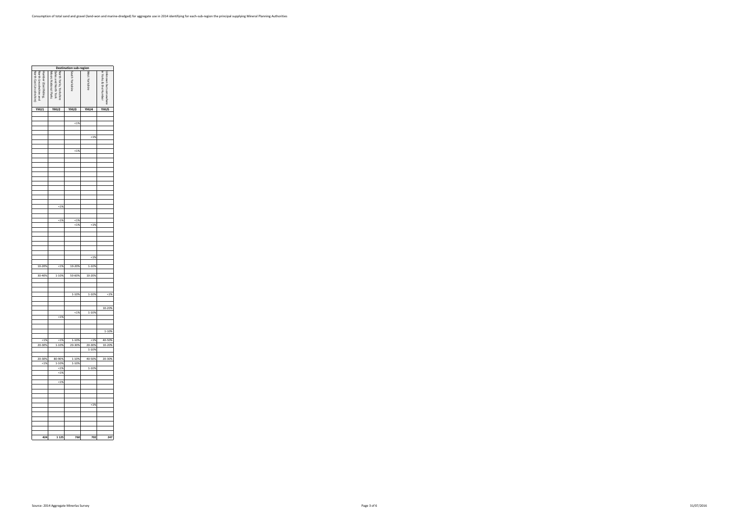Consumption of total sand and gravel (land-won and marine-dredged) for aggregate use in 2014 identifying for each sub-region the principal supplying Mineral Planning Authorities

| Destination sub-region | | | | |
|---|---|---|---|---|
| Humber (East Riding, North Lincolnshire and North East Lincolnshire) | North Yorks, Yorkshire Dales and North York Moors National Parks | South Yorkshire | West Yorkshire | Unknown but somewhere in Yorks & the Humber |
| **YHU1** | **YHU2** | **YHU3** | **YHU4** | **YHU5** |
| | | | | |
| | | | | |
| | | <1% | | |
| | | | | |
| | | | | |
| | | | <1% | |
| | | | | |
| | | | | |
| | | <1% | | |
| | | | | |
| | | | | |
| | | | | |
| | | | | |
| | | | | |
| | | | | |
| | | | | |
| | | | | |
| | | | | |
| | | | | |
| | | | | |
| | | | | |
| | <1% | | | |
| | | | | |
| | | | | |
| | <1% | <1% | | |
| | | <1% | <1% | |
| | | | | |
| | | | | |
| | | | | |
| | | | | |
| | | | | |
| | | | | |
| | | | | |
| | | | <1% | |
| | | | | |
| | | | | |
| 10-20% | <1% | 10-20% | 1-10% | |
| | | | | |
| 30-40% | 1-10% | 50-60% | 10-20% | |
| | | | | |
| | | | | |
| | | | | |
| | | 1-10% | 1-10% | <1% |
| | | | | |
| | | | | |
| | | | | 10-20% |
| | | <1% | 1-10% | |
| | <1% | | | |
| | | | | |
| | | | | |
| | | | | |
| | | | | 1-10% |
| | | | | |
| <1% | <1% | 1-10% | <1% | 40-50% |
| 20-30% | 1-10% | 20-30% | 20-30% | 10-20% |
| | | | 1-10% | |
| | | | | |
| 20-30% | 80-90% | 1-10% | 40-50% | 20-30% |
| <1% | 1-10% | 1-10% | | |
| | <1% | | 1-10% | |
| | <1% | | | |
| | | | | |
| | <1% | | | |
| | | | | |
| | | | | |
| | | | | |
| | | | | |
| | | | | |
| | | | | |
| | | | <1% | |
| | | | | |
| | | | | |
| | | | | |
| | | | | |
| | | | | |
| | | | | |
| | | | | |
| **424** | **1 125** | **760** | **702** | **247** |

Source: 2014 Aggregate Minerlas Survey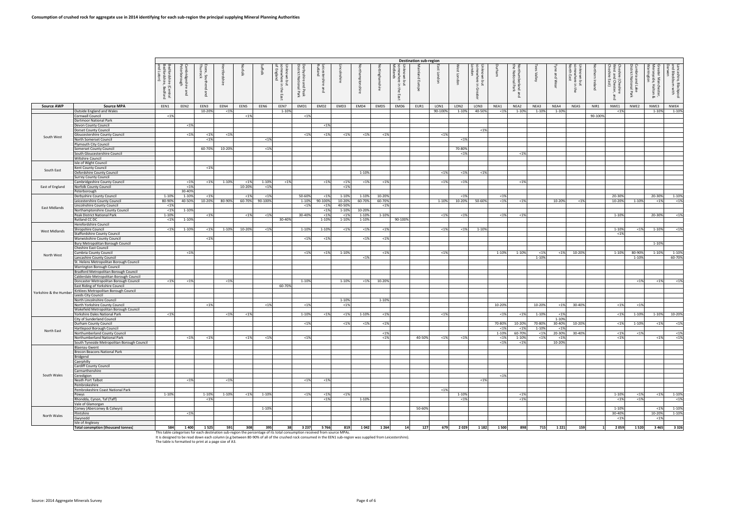# Consumption of crushed rock for aggregate use in 2014 identifying for each sub-region the principal supplying Mineral Planning Authorities

| | | Destination sub-region | | | | | | | | | | | | | | | | | | | | | | | | | | |
|---|---|---|---|---|---|---|---|---|---|---|---|---|---|---|---|---|---|---|---|---|---|---|---|---|---|---|---|---|
| | | Bedfordshire (Central Bedfordshire, Bedford and Luton) | Cambridgeshire and Peterborough | Essex, Southend and Thurrock | Hertfordshire | Norfolk | Suffolk | Unknown but somewhere in the East of England | Derbyshire and Peak District National Park | Leicestershire and Rutland | Lincolnshire | Northamptonshire | Nottinghamshire | Unknown but somewhere in the East Midlands | Mainland Europe | East London | West London | Unknown but somewhere in Greater London | Durham | Northumberland and the National Park | Tees Valley | Tyne and Wear | Unknown but somewhere in the North East | Northern Ireland | Cheshire (Cheshire West and Chester, and Cheshire East) | Cumbria and Lake District National Park | Greater Manchester, Merseyside, Halton & Warrington | Lancashire, Blackpool and Blackburn with Darwen |
| **Source AWP** | **Source MPA** | EEN1 | EEN2 | EEN3 | EEN4 | EEN5 | EEN6 | EEN7 | EMD1 | EMD2 | EMD3 | EMD4 | EMD5 | EMD6 | EUR1 | LON1 | LON2 | LON3 | NEA1 | NEA2 | NEA3 | NEA4 | NEA5 | NIR1 | NWE1 | NWE2 | NWE3 | NWE4 |
| | Outside England and Wales | | | 10-20% | <1% | | | 1-10% | | | | | | | | 90-100% | 1-10% | 40-50% | <1% | 1-10% | 1-10% | 1-10% | | | <1% | | 1-10% | 1-10% |
| South West | Cornwall Council | <1% | | | | <1% | | | <1% | | | | | | | | | | | | | | | 90-100% | | | | |
| | Dartmoor National Park | | | | | | | | | | | | | | | | | | | | | | | | | | | |
| | Devon County Council | | <1% | | | | | | | <1% | | | | | | | | | | | | | | | | | | |
| | Dorset County Council | | | | | | | | | | | | | | | | | <1% | | | | | | | | | | |
| | Gloucestershire County Council | | <1% | <1% | <1% | | | | <1% | <1% | <1% | <1% | <1% | | | <1% | | | | | | | | | | | | |
| | North Somerset Council | | | <1% | | | <1% | | | | | | | | | | <1% | | | | | | | | | | | |
| | Plymouth City Council | | | | | | | | | | | | | | | | | | | | | | | | | | | |
| | Somerset County Council | | | 60-70% | 10-20% | | <1% | | | | | | | | | | 70-80% | | | | | | | | | | | |
| | South Gloucestershire Council | | | | | | | | | | | | | | | | <1% | | | <1% | | | | | | | | |
| | Wiltshire Council | | | | | | | | | | | | | | | | | | | | | | | | | | | |
| South East | Isle of Wight Council | | | | | | | | | | | | | | | | | | | | | | | | | | | |
| | Kent County Council | | | <1% | | | | | | | | | | | | | | | | | | | | | | | | |
| | Oxfordshire County Council | | | | | | | | | | | 1-10% | | | | <1% | <1% | <1% | | | | | | | | | | |
| | Surrey County Council | | | | | | | | | | | | | | | | | | | | | | | | | | | |
| East of England | Cambridgeshire County Council | | <1% | <1% | 1-10% | <1% | 1-10% | <1% | | <1% | <1% | <1% | <1% | | | <1% | <1% | | | <1% | | | | | | | | |
| | Norfolk County Council | | <1% | | | 10-20% | <1% | | | | <1% | | | | | | | | | | | | | | | | | |
| | Peterborough | | 30-40% | | | | | | | | | | | | | | | | | | | | | | | | | |
| East Midlands | Derbyshire County Council | 1-10% | 1-10% | <1% | | <1% | <1% | | 50-60% | <1% | 1-10% | 1-10% | 10-20% | | | | <1% | | <1% | | | | | | 20-30% | | 20-30% | 1-10% |
| | Leicestershire County Council | 80-90% | 40-50% | 10-20% | 80-90% | 60-70% | 90-100% | | 1-10% | 90-100% | 10-20% | 60-70% | 60-70% | | | 1-10% | 10-20% | 50-60% | <1% | <1% | | 10-20% | <1% | | 10-20% | 1-10% | <1% | <1% |
| | Lincolnshire County Council | <1% | | | | | | | <1% | <1% | 40-50% | <1% | | | | | | | | | | | | | | | | |
| | Northamptonshire County Council | <1% | 1-10% | | | | | | | <1% | 1-10% | 10-20% | | | | | | | | | | | | | | | | |
| | Peak District National Park | 1-10% | | <1% | | <1% | <1% | | 30-40% | <1% | <1% | 1-10% | 1-10% | | | <1% | <1% | | <1% | <1% | | | | | 1-10% | | 20-30% | <1% |
| | Rutland CC DC | <1% | 1-10% | | | | | 30-40% | | 1-10% | 1-10% | 1-10% | | 90-100% | | | | | | | | | | | | | | |
| West Midlands | Herefordshire Council | | | | | | | | | | | | | | | | | | | | | | | | | | | |
| | Shropshire Council | <1% | 1-10% | <1% | 1-10% | 10-20% | <1% | | 1-10% | 1-10% | <1% | <1% | <1% | | | <1% | <1% | 1-10% | | | | | | | 1-10% | <1% | 1-10% | <1% |
| | Staffordshire County Council | | | | | | | | | | | | | | | | | | | | | | | | <1% | | | |
| | Warwickshire County Council | | | <1% | | | | | <1% | <1% | | <1% | <1% | | | | | | | | | | | | | | | |
| North West | Bury Metropolitan Borough Council | | | | | | | | | | | | | | | | | | | | | | | | | | 1-10% | |
| | Cheshire East Council | | | | | | | | | | | | | | | | | | | | | | | | | | | |
| | Cumbria County Council | | <1% | | | | | | <1% | <1% | 1-10% | | <1% | | | <1% | | | 1-10% | 1-10% | <1% | <1% | 10-20% | | 1-10% | 80-90% | 1-10% | 1-10% |
| | Lancashire County Council | | | | | | | | | | | <1% | | | | | | | | | 1-10% | | | | | 1-10% | | 60-70% |
| | St. Helens Metropolitan Borough Council | | | | | | | | | | | | | | | | | | | | | | | | | | | |
| | Warrington Borough Council | | | | | | | | | | | | | | | | | | | | | | | | | | | |
| Yorkshire & the Humber | Bradford Metropolitan Borough Council | | | | | | | | | | | | | | | | | | | | | | | | | | | |
| | Calderdale Metropolitan Borough Council | | | | | | | | | | | | | | | | | | | | | | | | | | | |
| | Doncaster Metropolitan Borough Council | <1% | <1% | | <1% | | | | 1-10% | | 1-10% | <1% | 10-20% | | | | | | | | | | | | | <1% | <1% | <1% |
| | East Riding of Yorkshire Council | | | | | | | 60-70% | | | | | | | | | | | | | | | | | | | | |
| | Kirklees Metropolitan Borough Council | | | | | | | | | | | | | | | | | | | | | | | | | | | |
| | Leeds City Council | | | | | | | | | | | | | | | | | | | | | | | | | | | |
| | North Lincolnshire Council | | | | | | | | | | 1-10% | | 1-10% | | | | | | | | | | | | | | | |
| | North Yorkshire County Council | | | <1% | | | <1% | | <1% | | <1% | | | | | | | | 10-20% | | 10-20% | <1% | 30-40% | | <1% | <1% | | |
| | Wakefield Metropolitan Borough Council | | | | | | | | | | | | | | | | | | | | | | | | | | | |
| | Yorkshire Dales National Park | <1% | | | <1% | <1% | | | 1-10% | <1% | <1% | 1-10% | <1% | | | <1% | | | <1% | <1% | 1-10% | <1% | | | <1% | 1-10% | 1-10% | 10-20% |
| North East | City of Sunderland Council | | | | | | | | | | | | | | | | | | | | | 1-10% | | | | | | |
| | Durham County Council | | | | | | | | <1% | | <1% | <1% | <1% | | | | | | 70-80% | 10-20% | 70-80% | 30-40% | 10-20% | | <1% | 1-10% | <1% | <1% |
| | Hartlepool Borough Council | | | | | | | | | | | | | | | | | | <1% | <1% | 1-10% | <1% | | | | | | |
| | Northumberland County Council | | | | | | | | | | | | <1% | | | | | | 1-10% | 60-70% | <1% | 20-30% | 30-40% | | <1% | <1% | | <1% |
| | Northumberland National Park | | <1% | <1% | | <1% | <1% | | <1% | | | | <1% | | 40-50% | <1% | <1% | | <1% | 1-10% | <1% | <1% | | | <1% | | <1% | <1% |
| | South Tyneside Metropolitan Borough Council | | | | | | | | | | | | | | | | | | <1% | <1% | | 10-20% | | | | | | |
| South Wales | Blaenau Gwent | | | | | | | | | | | | | | | | | | | | | | | | | | | |
| | Brecon Beacons National Park | | | | | | | | | | | | | | | | | | | | | | | | | | | |
| | Bridgend | | | | | | | | | | | | | | | | | | | | | | | | | | | |
| | Caerphilly | | | | | | | | | | | | | | | | | | | | | | | | | | | |
| | Cardiff County Council | | | | | | | | | | | | | | | | | | | | | | | | | | | |
| | Carmarthenshire | | | | | | | | | | | | | | | | | | | | | | | | | | | |
| | Ceredigion | | | | | | | | | | | | | | | | | | <1% | | | | | | | | | |
| | Neath Port Talbot | | <1% | | <1% | | | | <1% | <1% | | | | | | | | <1% | | | | | | | | | | |
| | Pembrokeshire | | | | | | | | | | | | | | | | | | | | | | | | | | | |
| | Pembrokeshire Coast National Park | | | | | | | | | | | | | | | <1% | | | | | | | | | | | | |
| | Powys | 1-10% | | 1-10% | 1-10% | <1% | 1-10% | | <1% | <1% | <1% | | | | | | 1-10% | | | <1% | | | | | 1-10% | <1% | <1% | 1-10% |
| | Rhondda, Cynon, Taf (Taff) | | | <1% | | | | | | <1% | | 1-10% | | | | | <1% | | | <1% | | | | | <1% | <1% | | <1% |
| | Vale of Glamorgan | | | | | | | | | | | | | | | | | | | | | | | | | | | |
| North Wales | Conwy (Aberconwy & Colwyn) | | | | | | 1-10% | | | | | | | | 50-60% | | | | | | | | | | 1-10% | | <1% | 1-10% |
| | Flintshire | | <1% | | | | | | | | | | | | | | | | | | | | | | 30-40% | | 10-20% | 1-10% |
| | Gwynedd | | | | | | | | | | | | | | | | | | | | | | | | <1% | | <1% | |
| | Isle of Anglesey | | | | | | | | | | | | | | | | | | | | | | | | | | | |
| | **Total consmption (thousand tonnes)** | **584** | **1 400** | **1 525** | **591** | **308** | **395** | **38** | **3 237** | **5 766** | **819** | **1 042** | **1 264** | **14** | **127** | **679** | **2 029** | **1 182** | **1 500** | **898** | **715** | **1 221** | **159** | **1** | **2 059** | **1 520** | **3 465** | **3 326** |

This table categorises for each destination sub-region the percentage of its total consumption received from source MPAs.
It is designed to be read down each column (e.g between 80-90% of all of the crushed rock consumed in the EEN1 sub-region was supplied from Leicestershire).
The table is formatted to print at a page size of A3.

Source: 2014 Aggregate Minerals Survey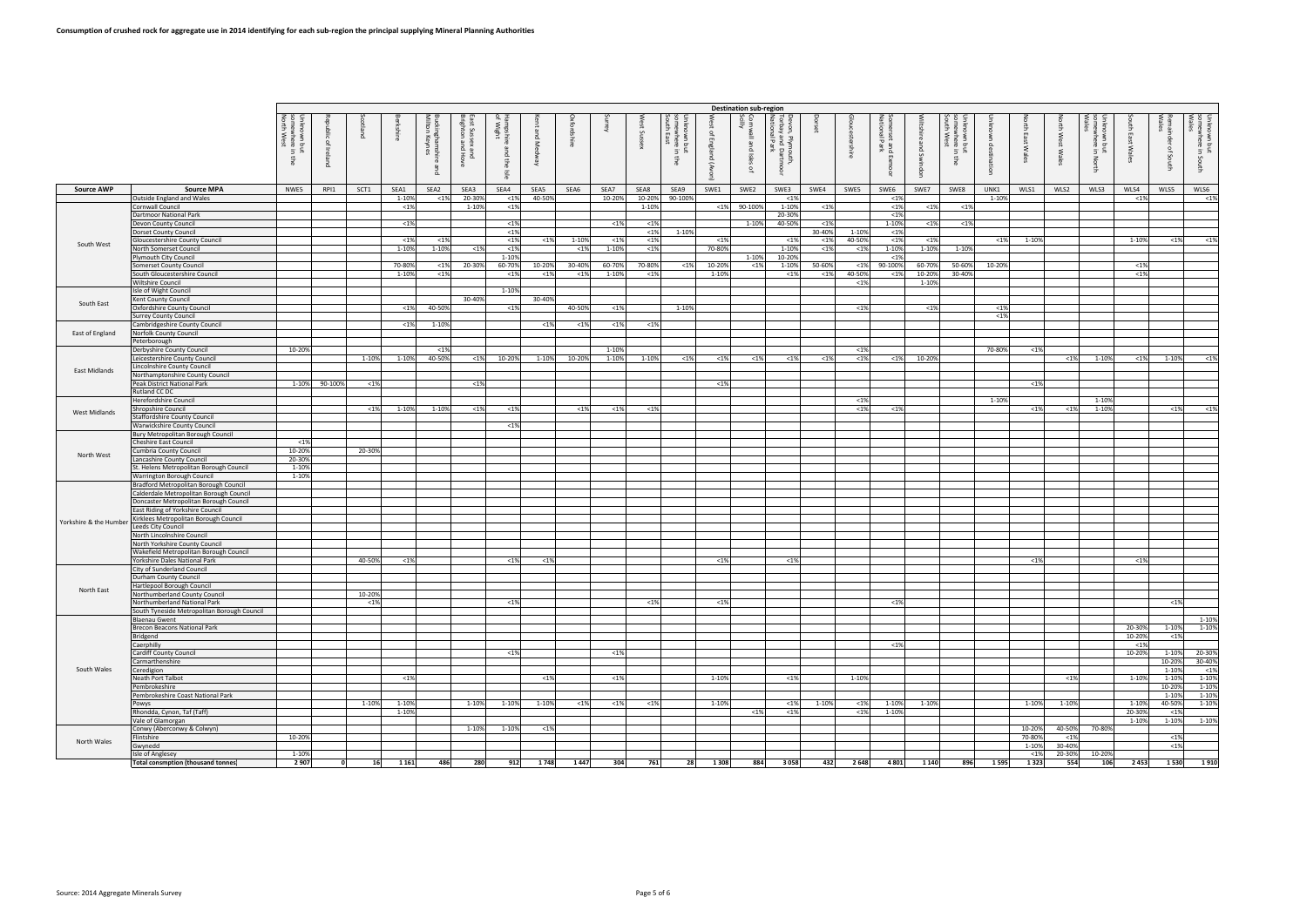# Consumption of crushed rock for aggregate use in 2014 identifying for each sub-region the principal supplying Mineral Planning Authorities

| | | Destination sub-region | | | | | | | | | | | | | | | | | | | | | | | | | | |
|---|---|---|---|---|---|---|---|---|---|---|---|---|---|---|---|---|---|---|---|---|---|---|---|---|---|---|---|---|
| | | Unknown but somewhere in the North West | Republic of Ireland | Scotland | Berkshire | Buckinghamshire and Milton Keynes | East Sussex and Brighton and Hove | Hampshire and the Isle of Wight | Kent and Medway | Oxfordshire | Surrey | West Sussex | Unknown but somewhere in the South East | West of England (Avon) | Cornwall and Isles of Scilly | Devon, Plymouth, Torbay and Dartmoor National Park | Dorset | Gloucestershire | Somerset and Exmoor National Park | Wiltshire and Swindon | Unknown but somewhere in the South West | Unknown destination | North East Wales | North West Wales | Unknown but somewhere in North Wales | South East Wales | Remainder of South Wales | Unknown but somewhere in South Wales |
| **Source AWP** | **Source MPA** | NWE5 | RPI1 | SCT1 | SEA1 | SEA2 | SEA3 | SEA4 | SEA5 | SEA6 | SEA7 | SEA8 | SEA9 | SWE1 | SWE2 | SWE3 | SWE4 | SWE5 | SWE6 | SWE7 | SWE8 | UNK1 | WLS1 | WLS2 | WLS3 | WLS4 | WLS5 | WLS6 |
| | Outside England and Wales | | | | 1-10% | <1% | 20-30% | <1% | 40-50% | | 10-20% | 10-20% | 90-100% | | | <1% | | | <1% | | | 1-10% | | | | <1% | | <1% |
| South West | Cornwall Council | | | | <1% | | 1-10% | <1% | | | | 1-10% | | <1% | 90-100% | 1-10% | <1% | | <1% | <1% | <1% | | | | | | | |
| | Dartmoor National Park | | | | | | | | | | | | | | | 20-30% | | | <1% | | | | | | | | | |
| | Devon County Council | | | | <1% | | | <1% | | | <1% | <1% | | | 1-10% | 40-50% | <1% | | 1-10% | <1% | <1% | | | | | | | |
| | Dorset County Council | | | | | | | <1% | | | | <1% | 1-10% | | | | 30-40% | 1-10% | <1% | | | | | | | | | |
| | Gloucestershire County Council | | | | <1% | <1% | | <1% | <1% | 1-10% | <1% | <1% | | <1% | | <1% | <1% | 40-50% | <1% | <1% | | <1% | 1-10% | | | 1-10% | <1% | <1% |
| | North Somerset Council | | | | 1-10% | 1-10% | <1% | <1% | | <1% | 1-10% | <1% | | 70-80% | | 1-10% | <1% | <1% | 1-10% | 1-10% | 1-10% | | | | | | | |
| | Plymouth City Council | | | | | | | 1-10% | | | | | | | 1-10% | 10-20% | | | <1% | | | | | | | | | |
| | Somerset County Council | | | | 70-80% | <1% | 20-30% | 60-70% | 10-20% | 30-40% | 60-70% | 70-80% | <1% | 10-20% | <1% | 1-10% | 50-60% | <1% | 90-100% | 60-70% | 50-60% | 10-20% | | | | <1% | | |
| | South Gloucestershire Council | | | | 1-10% | <1% | | <1% | <1% | <1% | 1-10% | <1% | | 1-10% | | <1% | <1% | 40-50% | <1% | 10-20% | 30-40% | | | | | <1% | | |
| | Wiltshire Council | | | | | | | | | | | | | | | | | <1% | | 1-10% | | | | | | | | |
| South East | Isle of Wight Council | | | | | | | 1-10% | | | | | | | | | | | | | | | | | | | | |
| | Kent County Council | | | | | | 30-40% | | 30-40% | | | | | | | | | | | | | | | | | | | |
| | Oxfordshire County Council | | | | <1% | 40-50% | | <1% | | 40-50% | <1% | | 1-10% | | | | | <1% | | <1% | | <1% | | | | | | |
| | Surrey County Council | | | | | | | | | | | | | | | | | | | | | <1% | | | | | | |
| East of England | Cambridgeshire County Council | | | | <1% | 1-10% | | | <1% | <1% | <1% | <1% | | | | | | | | | | | | | | | | |
| | Norfolk County Council | | | | | | | | | | | | | | | | | | | | | | | | | | | |
| | Peterborough | | | | | | | | | | | | | | | | | | | | | | | | | | | |
| East Midlands | Derbyshire County Council | 10-20% | | | | <1% | | | | | 1-10% | | | | | | | <1% | | | | 70-80% | <1% | | | | | |
| | Leicestershire County Council | | | 1-10% | 1-10% | 40-50% | <1% | 10-20% | 1-10% | 10-20% | 1-10% | 1-10% | <1% | <1% | <1% | <1% | <1% | <1% | <1% | 10-20% | | | | <1% | 1-10% | <1% | 1-10% | <1% |
| | Lincolnshire County Council | | | | | | | | | | | | | | | | | | | | | | | | | | | |
| | Northamptonshire County Council | | | | | | | | | | | | | | | | | | | | | | | | | | | |
| | Peak District National Park | 1-10% | 90-100% | <1% | | | <1% | | | | | | | <1% | | | | | | | | | <1% | | | | | |
| | Rutland CC DC | | | | | | | | | | | | | | | | | | | | | | | | | | | |
| West Midlands | Herefordshire Council | | | | | | | | | | | | | | | | | <1% | | | | 1-10% | | | 1-10% | | | |
| | Shropshire Council | | | <1% | 1-10% | 1-10% | <1% | <1% | | <1% | <1% | <1% | | | | | | <1% | <1% | | | | <1% | <1% | 1-10% | | <1% | <1% |
| | Staffordshire County Council | | | | | | | | | | | | | | | | | | | | | | | | | | | |
| | Warwickshire County Council | | | | | | | <1% | | | | | | | | | | | | | | | | | | | | |
| North West | Bury Metropolitan Borough Council | | | | | | | | | | | | | | | | | | | | | | | | | | | |
| | Cheshire East Council | <1% | | | | | | | | | | | | | | | | | | | | | | | | | | |
| | Cumbria County Council | 10-20% | | 20-30% | | | | | | | | | | | | | | | | | | | | | | | | |
| | Lancashire County Council | 20-30% | | | | | | | | | | | | | | | | | | | | | | | | | | |
| | St. Helens Metropolitan Borough Council | 1-10% | | | | | | | | | | | | | | | | | | | | | | | | | | |
| | Warrington Borough Council | 1-10% | | | | | | | | | | | | | | | | | | | | | | | | | | |
| Yorkshire & the Humber | Bradford Metropolitan Borough Council | | | | | | | | | | | | | | | | | | | | | | | | | | | |
| | Calderdale Metropolitan Borough Council | | | | | | | | | | | | | | | | | | | | | | | | | | | |
| | Doncaster Metropolitan Borough Council | | | | | | | | | | | | | | | | | | | | | | | | | | | |
| | East Riding of Yorkshire Council | | | | | | | | | | | | | | | | | | | | | | | | | | | |
| | Kirklees Metropolitan Borough Council | | | | | | | | | | | | | | | | | | | | | | | | | | | |
| | Leeds City Council | | | | | | | | | | | | | | | | | | | | | | | | | | | |
| | North Lincolnshire Council | | | | | | | | | | | | | | | | | | | | | | | | | | | |
| | North Yorkshire County Council | | | | | | | | | | | | | | | | | | | | | | | | | | | |
| | Wakefield Metropolitan Borough Council | | | | | | | | | | | | | | | | | | | | | | | | | | | |
| | Yorkshire Dales National Park | | | 40-50% | <1% | | | <1% | <1% | | | | | <1% | | <1% | | | | | | | <1% | | | <1% | | |
| North East | City of Sunderland Council | | | | | | | | | | | | | | | | | | | | | | | | | | | |
| | Durham County Council | | | | | | | | | | | | | | | | | | | | | | | | | | | |
| | Hartlepool Borough Council | | | | | | | | | | | | | | | | | | | | | | | | | | | |
| | Northumberland County Council | | | 10-20% | | | | | | | | | | | | | | | | | | | | | | | | |
| | Northumberland National Park | | | <1% | | | | <1% | | | | <1% | | <1% | | | | | <1% | | | | | | | | <1% | |
| | South Tyneside Metropolitan Borough Council | | | | | | | | | | | | | | | | | | | | | | | | | | | |
| South Wales | Blaenau Gwent | | | | | | | | | | | | | | | | | | | | | | | | | | | 1-10% |
| | Brecon Beacons National Park | | | | | | | | | | | | | | | | | | | | | | | | | 20-30% | 1-10% | 1-10% |
| | Bridgend | | | | | | | | | | | | | | | | | | | | | | | | | 10-20% | <1% | |
| | Caerphilly | | | | | | | | | | | | | | | | | | <1% | | | | | | | <1% | | |
| | Cardiff County Council | | | | | | | <1% | | | <1% | | | | | | | | | | | | | | | 10-20% | 1-10% | 20-30% |
| | Carmarthenshire | | | | | | | | | | | | | | | | | | | | | | | | | | 10-20% | 30-40% |
| | Ceredigion | | | | | | | | | | | | | | | | | | | | | | | | | | 1-10% | <1% |
| | Neath Port Talbot | | | | <1% | | | | <1% | | <1% | | | 1-10% | | <1% | | 1-10% | | | | | | <1% | | 1-10% | 1-10% | 1-10% |
| | Pembrokeshire | | | | | | | | | | | | | | | | | | | | | | | | | | 10-20% | 1-10% |
| | Pembrokeshire Coast National Park | | | | | | | | | | | | | | | | | | | | | | | | | | 1-10% | 1-10% |
| | Powys | | | 1-10% | 1-10% | | 1-10% | 1-10% | 1-10% | <1% | <1% | <1% | | 1-10% | | <1% | 1-10% | <1% | 1-10% | 1-10% | | | 1-10% | 1-10% | | 1-10% | 40-50% | 1-10% |
| | Rhondda, Cynon, Taf (Taff) | | | | 1-10% | | | | | | | | | | <1% | <1% | | <1% | 1-10% | | | | | | | 20-30% | <1% | |
| | Vale of Glamorgan | | | | | | | | | | | | | | | | | | | | | | | | | 1-10% | 1-10% | 1-10% |
| North Wales | Conwy (Aberconwy & Colwyn) | | | | | | 1-10% | 1-10% | <1% | | | | | | | | | | | | | | 10-20% | 40-50% | 70-80% | | | |
| | Flintshire | 10-20% | | | | | | | | | | | | | | | | | | | | | 70-80% | <1% | | | <1% | |
| | Gwynedd | | | | | | | | | | | | | | | | | | | | | | 1-10% | 30-40% | | | <1% | |
| | Isle of Anglesey | 1-10% | | | | | | | | | | | | | | | | | | | | | <1% | 20-30% | 10-20% | | | |
| | **Total consmption (thousand tonnes)** | **2 907** | **0** | **16** | **1 161** | **486** | **280** | **912** | **1 748** | **1 447** | **304** | **761** | **28** | **1 308** | **884** | **3 058** | **432** | **2 648** | **4 801** | **1 140** | **896** | **1 595** | **1 323** | **554** | **106** | **2 453** | **1 530** | **1 910** |

Source: 2014 Aggregate Minerals Survey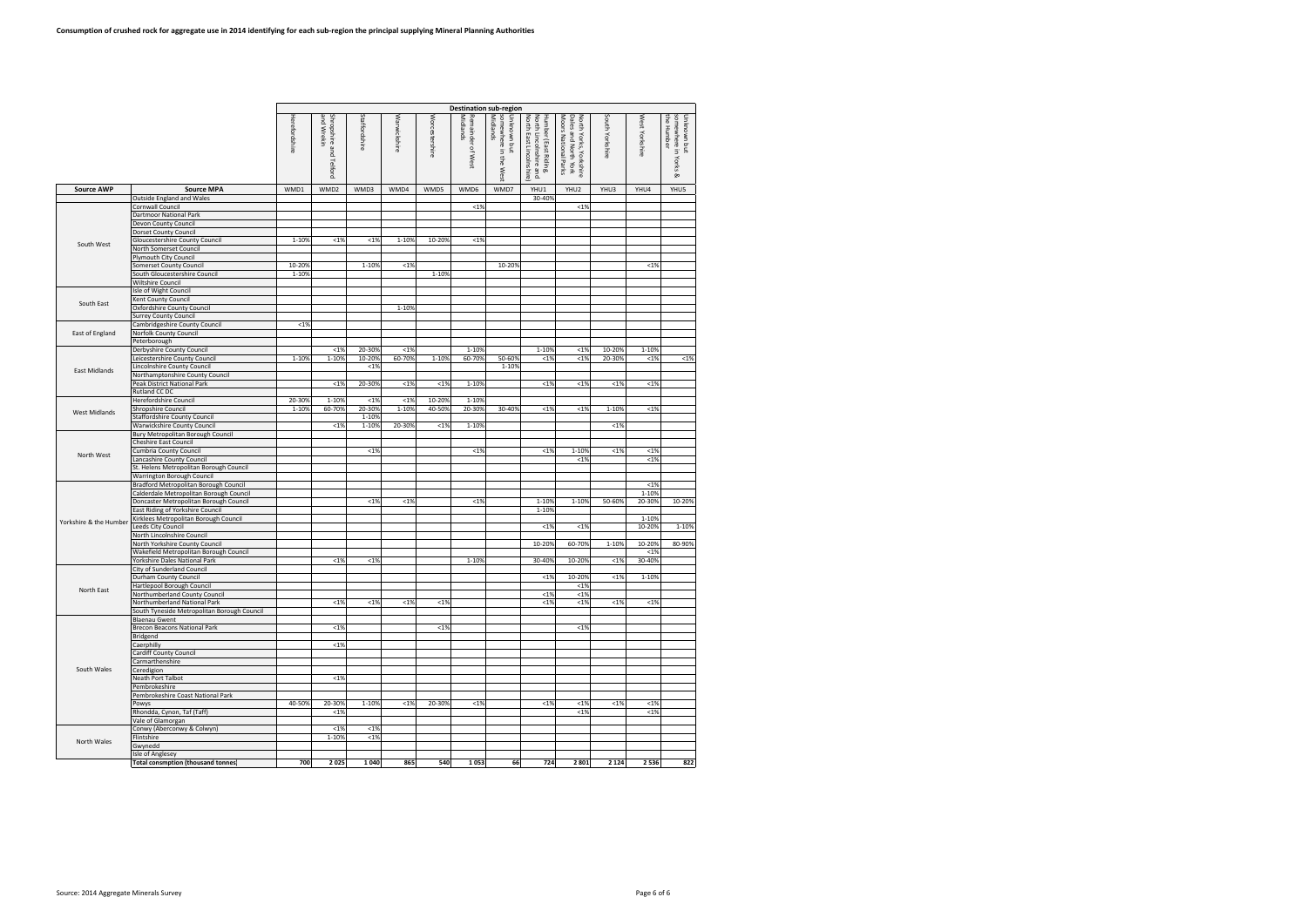**Consumption of crushed rock for aggregate use in 2014 identifying for each sub-region the principal supplying Mineral Planning Authorities**

| | | Destination sub-region | | | | | | | | | | | |
|---|---|---|---|---|---|---|---|---|---|---|---|---|---|
| | | Herefordshire | Shropshire and Telford and Wrekin | Staffordshire | Warwickshire | Worcestershire | Remainder of West Midlands | Unknown but somewhere in the West Midlands | Humber (East Riding, North Lincolnshire and North East Lincolnshire) | North Yorks, Yorkshire Dales and North York Moors National Parks | South Yorkshire | West Yorkshire | Unknown but somewhere in Yorks & the Humber |
| **Source AWP** | **Source MPA** | WMD1 | WMD2 | WMD3 | WMD4 | WMD5 | WMD6 | WMD7 | YHU1 | YHU2 | YHU3 | YHU4 | YHU5 |
| | Outside England and Wales | | | | | | | | 30-40% | | | | |
| South West | Cornwall Council | | | | | | <1% | | | <1% | | | |
| | Dartmoor National Park | | | | | | | | | | | | |
| | Devon County Council | | | | | | | | | | | | |
| | Dorset County Council | | | | | | | | | | | | |
| | Gloucestershire County Council | 1-10% | <1% | <1% | 1-10% | 10-20% | <1% | | | | | | |
| | North Somerset Council | | | | | | | | | | | | |
| | Plymouth City Council | | | | | | | | | | | | |
| | Somerset County Council | 10-20% | | 1-10% | <1% | | | 10-20% | | | | <1% | |
| | South Gloucestershire Council | 1-10% | | | | 1-10% | | | | | | | |
| | Wiltshire Council | | | | | | | | | | | | |
| South East | Isle of Wight Council | | | | | | | | | | | | |
| | Kent County Council | | | | | | | | | | | | |
| | Oxfordshire County Council | | | | 1-10% | | | | | | | | |
| | Surrey County Council | | | | | | | | | | | | |
| East of England | Cambridgeshire County Council | <1% | | | | | | | | | | | |
| | Norfolk County Council | | | | | | | | | | | | |
| | Peterborough | | | | | | | | | | | | |
| East Midlands | Derbyshire County Council | | <1% | 20-30% | <1% | | 1-10% | | 1-10% | <1% | 10-20% | 1-10% | |
| | Leicestershire County Council | 1-10% | 1-10% | 10-20% | 60-70% | 1-10% | 60-70% | 50-60% | <1% | <1% | 20-30% | <1% | <1% |
| | Lincolnshire County Council | | | <1% | | | | 1-10% | | | | | |
| | Northamptonshire County Council | | | | | | | | | | | | |
| | Peak District National Park | | <1% | 20-30% | <1% | <1% | 1-10% | | <1% | <1% | <1% | <1% | |
| | Rutland CC DC | | | | | | | | | | | | |
| West Midlands | Herefordshire Council | 20-30% | 1-10% | <1% | <1% | 10-20% | 1-10% | | | | | | |
| | Shropshire Council | 1-10% | 60-70% | 20-30% | 1-10% | 40-50% | 20-30% | 30-40% | <1% | <1% | 1-10% | <1% | |
| | Staffordshire County Council | | | 1-10% | | | | | | | | | |
| | Warwickshire County Council | | <1% | 1-10% | 20-30% | <1% | 1-10% | | | | <1% | | |
| North West | Bury Metropolitan Borough Council | | | | | | | | | | | | |
| | Cheshire East Council | | | | | | | | | | | | |
| | Cumbria County Council | | | <1% | | | <1% | | <1% | 1-10% | <1% | <1% | |
| | Lancashire County Council | | | | | | | | | <1% | | <1% | |
| | St. Helens Metropolitan Borough Council | | | | | | | | | | | | |
| | Warrington Borough Council | | | | | | | | | | | | |
| Yorkshire & the Humber | Bradford Metropolitan Borough Council | | | | | | | | | | | <1% | |
| | Calderdale Metropolitan Borough Council | | | | | | | | | | | 1-10% | |
| | Doncaster Metropolitan Borough Council | | | <1% | <1% | | <1% | | 1-10% | 1-10% | 50-60% | 20-30% | 10-20% |
| | East Riding of Yorkshire Council | | | | | | | | 1-10% | | | | |
| | Kirklees Metropolitan Borough Council | | | | | | | | | | | 1-10% | |
| | Leeds City Council | | | | | | | | <1% | <1% | | 10-20% | 1-10% |
| | North Lincolnshire Council | | | | | | | | | | | | |
| | North Yorkshire County Council | | | | | | | | 10-20% | 60-70% | 1-10% | 10-20% | 80-90% |
| | Wakefield Metropolitan Borough Council | | | | | | | | | | | <1% | |
| | Yorkshire Dales National Park | | <1% | <1% | | | 1-10% | | 30-40% | 10-20% | <1% | 30-40% | |
| North East | City of Sunderland Council | | | | | | | | | | | | |
| | Durham County Council | | | | | | | | <1% | 10-20% | <1% | 1-10% | |
| | Hartlepool Borough Council | | | | | | | | | <1% | | | |
| | Northumberland County Council | | | | | | | | <1% | <1% | | | |
| | Northumberland National Park | | <1% | <1% | <1% | <1% | | | <1% | <1% | <1% | <1% | |
| | South Tyneside Metropolitan Borough Council | | | | | | | | | | | | |
| South Wales | Blaenau Gwent | | | | | | | | | | | | |
| | Brecon Beacons National Park | | <1% | | | <1% | | | | <1% | | | |
| | Bridgend | | | | | | | | | | | | |
| | Caerphilly | | <1% | | | | | | | | | | |
| | Cardiff County Council | | | | | | | | | | | | |
| | Carmarthenshire | | | | | | | | | | | | |
| | Ceredigion | | | | | | | | | | | | |
| | Neath Port Talbot | | <1% | | | | | | | | | | |
| | Pembrokeshire | | | | | | | | | | | | |
| | Pembrokeshire Coast National Park | | | | | | | | | | | | |
| | Powys | 40-50% | 20-30% | 1-10% | <1% | 20-30% | <1% | | <1% | <1% | <1% | <1% | |
| | Rhondda, Cynon, Taf (Taff) | | <1% | | | | | | | <1% | | <1% | |
| | Vale of Glamorgan | | | | | | | | | | | | |
| North Wales | Conwy (Aberconwy & Colwyn) | | <1% | <1% | | | | | | | | | |
| | Flintshire | | 1-10% | <1% | | | | | | | | | |
| | Gwynedd | | | | | | | | | | | | |
| | Isle of Anglesey | | | | | | | | | | | | |
| | **Total consmption (thousand tonnes)** | **700** | **2 025** | **1 040** | **865** | **540** | **1 053** | **66** | **724** | **2 801** | **2 124** | **2 536** | **822** |

Source: 2014 Aggregate Minerals Survey